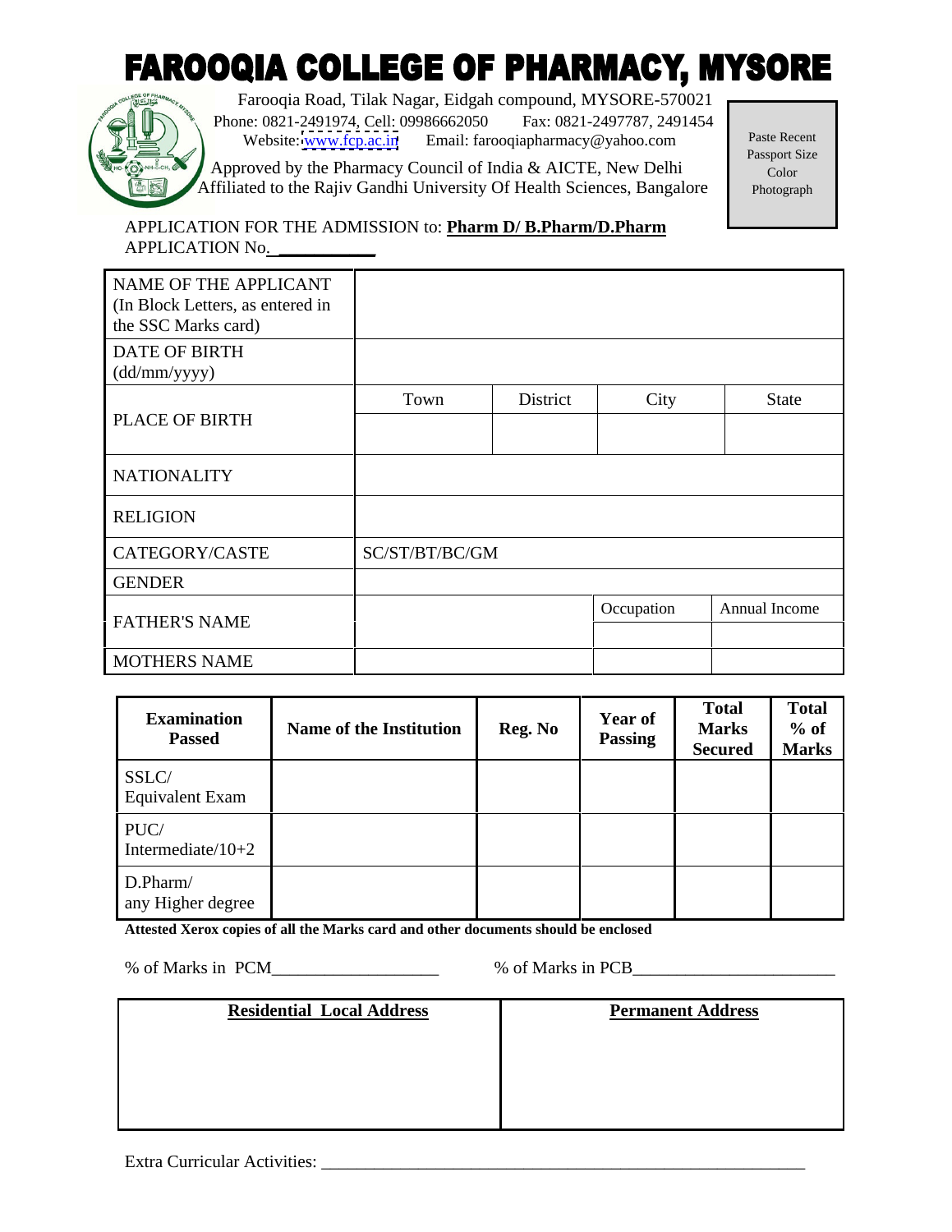# FAROOQIA COLLEGE OF PHARMACY, MYSORE

Farooqia Road, Tilak Nagar, Eidgah compound, MYSORE-570021
Phone: 0821-2491974, Cell: 09986662050 Fax: 0821-2497787, 2491454
Website: www.fcp.ac.in Email: farooqiapharmacy@yahoo.com
Approved by the Pharmacy Council of India & AICTE, New Delhi
Affiliated to the Rajiv Gandhi University Of Health Sciences, Bangalore

Paste Recent Passport Size Color Photograph

APPLICATION FOR THE ADMISSION to: **Pharm D/ B.Pharm/D.Pharm**
APPLICATION No. ___________

| | | | | |
|---|---|---|---|---|
| NAME OF THE APPLICANT (In Block Letters, as entered in the SSC Marks card) | | | | |
| DATE OF BIRTH (dd/mm/yyyy) | | | | |
| PLACE OF BIRTH | Town | District | City | State |
| | | | | |
| NATIONALITY | | | | |
| RELIGION | | | | |
| CATEGORY/CASTE | SC/ST/BT/BC/GM | | | |
| GENDER | | | | |
| FATHER'S NAME | | | Occupation | Annual Income |
| | | | | |
| MOTHERS NAME | | | | |

| Examination Passed | Name of the Institution | Reg. No | Year of Passing | Total Marks Secured | Total % of Marks |
|---|---|---|---|---|---|
| SSLC/ Equivalent Exam | | | | | |
| PUC/ Intermediate/10+2 | | | | | |
| D.Pharm/ any Higher degree | | | | | |

**Attested Xerox copies of all the Marks card and other documents should be enclosed**

% of Marks in PCM___________________ % of Marks in PCB______________________

| **Residential Local Address** | **Permanent Address** |
|---|---|
| | |

Extra Curricular Activities: _______________________________________________________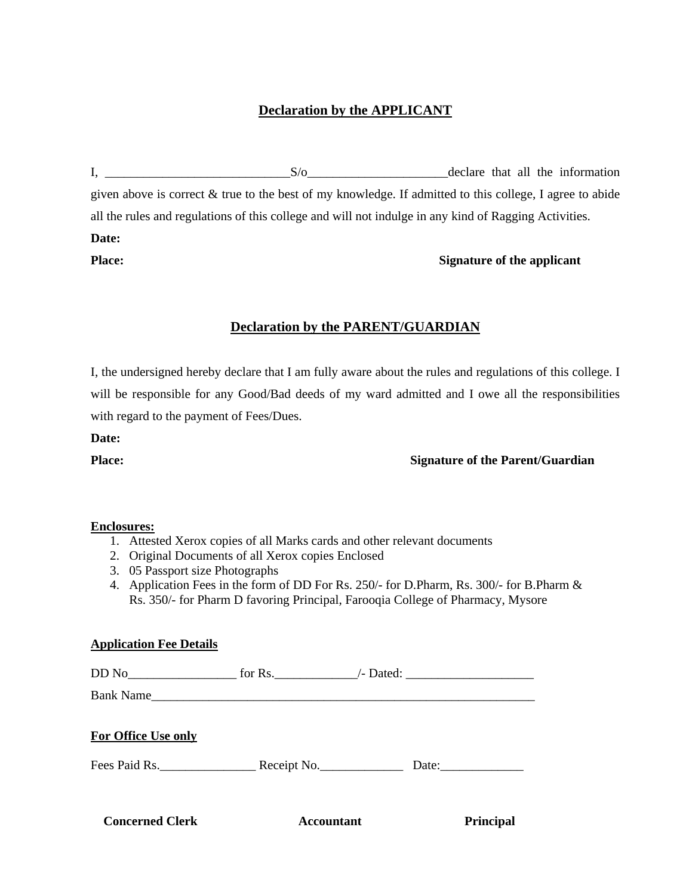## Declaration by the APPLICANT

I, _____________________________S/o______________________declare that all the information given above is correct & true to the best of my knowledge. If admitted to this college, I agree to abide all the rules and regulations of this college and will not indulge in any kind of Ragging Activities.

**Date:**

**Place:** **Signature of the applicant**

## Declaration by the PARENT/GUARDIAN

I, the undersigned hereby declare that I am fully aware about the rules and regulations of this college. I will be responsible for any Good/Bad deeds of my ward admitted and I owe all the responsibilities with regard to the payment of Fees/Dues.

**Date:**

**Place:** **Signature of the Parent/Guardian**

**Enclosures:**

1. Attested Xerox copies of all Marks cards and other relevant documents
2. Original Documents of all Xerox copies Enclosed
3. 05 Passport size Photographs
4. Application Fees in the form of DD For Rs. 250/- for D.Pharm, Rs. 300/- for B.Pharm & Rs. 350/- for Pharm D favoring Principal, Farooqia College of Pharmacy, Mysore

**Application Fee Details**

DD No_________________ for Rs._____________/- Dated: ____________________

Bank Name________________________________________________________________

**For Office Use only**

Fees Paid Rs._______________ Receipt No._____________ Date:_____________

**Concerned Clerk** **Accountant** **Principal**